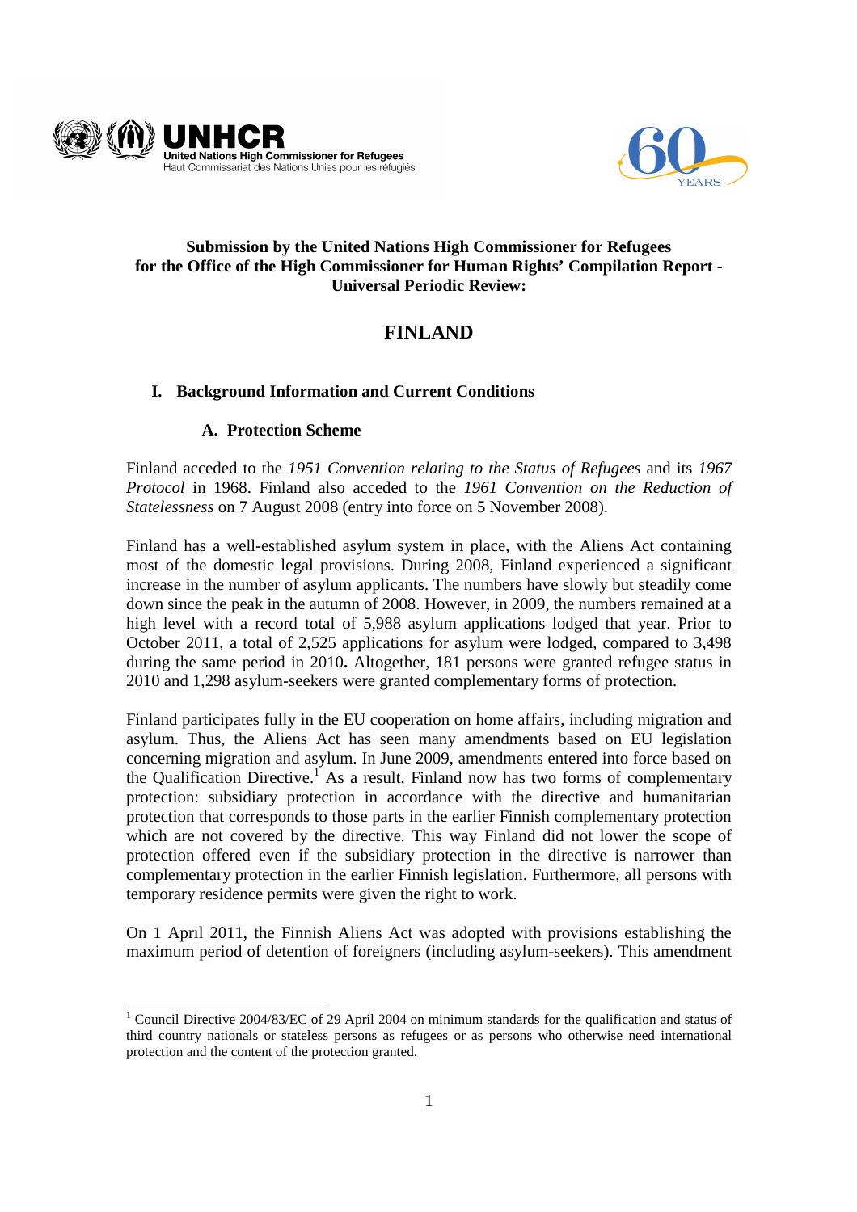# Submission by the United Nations High Commissioner for Refugees for the Office of the High Commissioner for Human Rights' Compilation Report - Universal Periodic Review:

# FINLAND

## I. Background Information and Current Conditions

### A. Protection Scheme

Finland acceded to the *1951 Convention relating to the Status of Refugees* and its *1967 Protocol* in 1968. Finland also acceded to the *1961 Convention on the Reduction of Statelessness* on 7 August 2008 (entry into force on 5 November 2008).

Finland has a well-established asylum system in place, with the Aliens Act containing most of the domestic legal provisions. During 2008, Finland experienced a significant increase in the number of asylum applicants. The numbers have slowly but steadily come down since the peak in the autumn of 2008. However, in 2009, the numbers remained at a high level with a record total of 5,988 asylum applications lodged that year. Prior to October 2011, a total of 2,525 applications for asylum were lodged, compared to 3,498 during the same period in 2010**.** Altogether, 181 persons were granted refugee status in 2010 and 1,298 asylum-seekers were granted complementary forms of protection.

Finland participates fully in the EU cooperation on home affairs, including migration and asylum. Thus, the Aliens Act has seen many amendments based on EU legislation concerning migration and asylum. In June 2009, amendments entered into force based on the Qualification Directive.[1] As a result, Finland now has two forms of complementary protection: subsidiary protection in accordance with the directive and humanitarian protection that corresponds to those parts in the earlier Finnish complementary protection which are not covered by the directive. This way Finland did not lower the scope of protection offered even if the subsidiary protection in the directive is narrower than complementary protection in the earlier Finnish legislation. Furthermore, all persons with temporary residence permits were given the right to work.

On 1 April 2011, the Finnish Aliens Act was adopted with provisions establishing the maximum period of detention of foreigners (including asylum-seekers). This amendment

---

[1] Council Directive 2004/83/EC of 29 April 2004 on minimum standards for the qualification and status of third country nationals or stateless persons as refugees or as persons who otherwise need international protection and the content of the protection granted.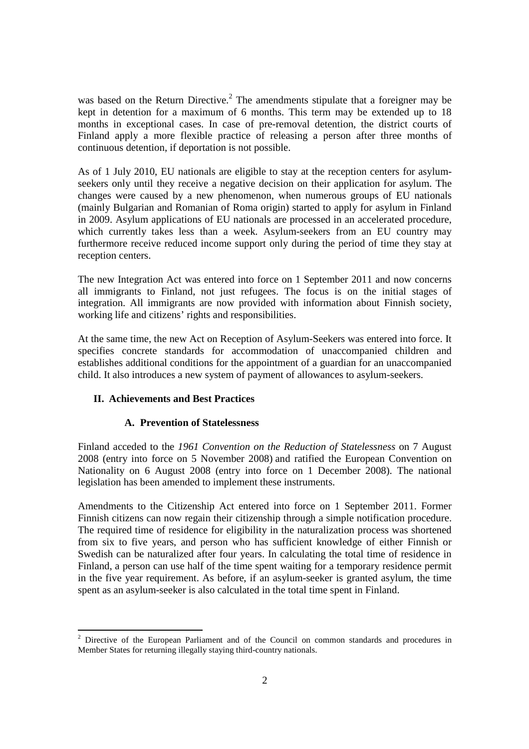was based on the Return Directive.[2] The amendments stipulate that a foreigner may be kept in detention for a maximum of 6 months. This term may be extended up to 18 months in exceptional cases. In case of pre-removal detention, the district courts of Finland apply a more flexible practice of releasing a person after three months of continuous detention, if deportation is not possible.

As of 1 July 2010, EU nationals are eligible to stay at the reception centers for asylum-seekers only until they receive a negative decision on their application for asylum. The changes were caused by a new phenomenon, when numerous groups of EU nationals (mainly Bulgarian and Romanian of Roma origin) started to apply for asylum in Finland in 2009. Asylum applications of EU nationals are processed in an accelerated procedure, which currently takes less than a week. Asylum-seekers from an EU country may furthermore receive reduced income support only during the period of time they stay at reception centers.

The new Integration Act was entered into force on 1 September 2011 and now concerns all immigrants to Finland, not just refugees. The focus is on the initial stages of integration. All immigrants are now provided with information about Finnish society, working life and citizens' rights and responsibilities.

At the same time, the new Act on Reception of Asylum-Seekers was entered into force. It specifies concrete standards for accommodation of unaccompanied children and establishes additional conditions for the appointment of a guardian for an unaccompanied child. It also introduces a new system of payment of allowances to asylum-seekers.

## II. Achievements and Best Practices

### A. Prevention of Statelessness

Finland acceded to the *1961 Convention on the Reduction of Statelessness* on 7 August 2008 (entry into force on 5 November 2008) and ratified the European Convention on Nationality on 6 August 2008 (entry into force on 1 December 2008). The national legislation has been amended to implement these instruments.

Amendments to the Citizenship Act entered into force on 1 September 2011. Former Finnish citizens can now regain their citizenship through a simple notification procedure. The required time of residence for eligibility in the naturalization process was shortened from six to five years, and person who has sufficient knowledge of either Finnish or Swedish can be naturalized after four years. In calculating the total time of residence in Finland, a person can use half of the time spent waiting for a temporary residence permit in the five year requirement. As before, if an asylum-seeker is granted asylum, the time spent as an asylum-seeker is also calculated in the total time spent in Finland.

[2] Directive of the European Parliament and of the Council on common standards and procedures in Member States for returning illegally staying third-country nationals.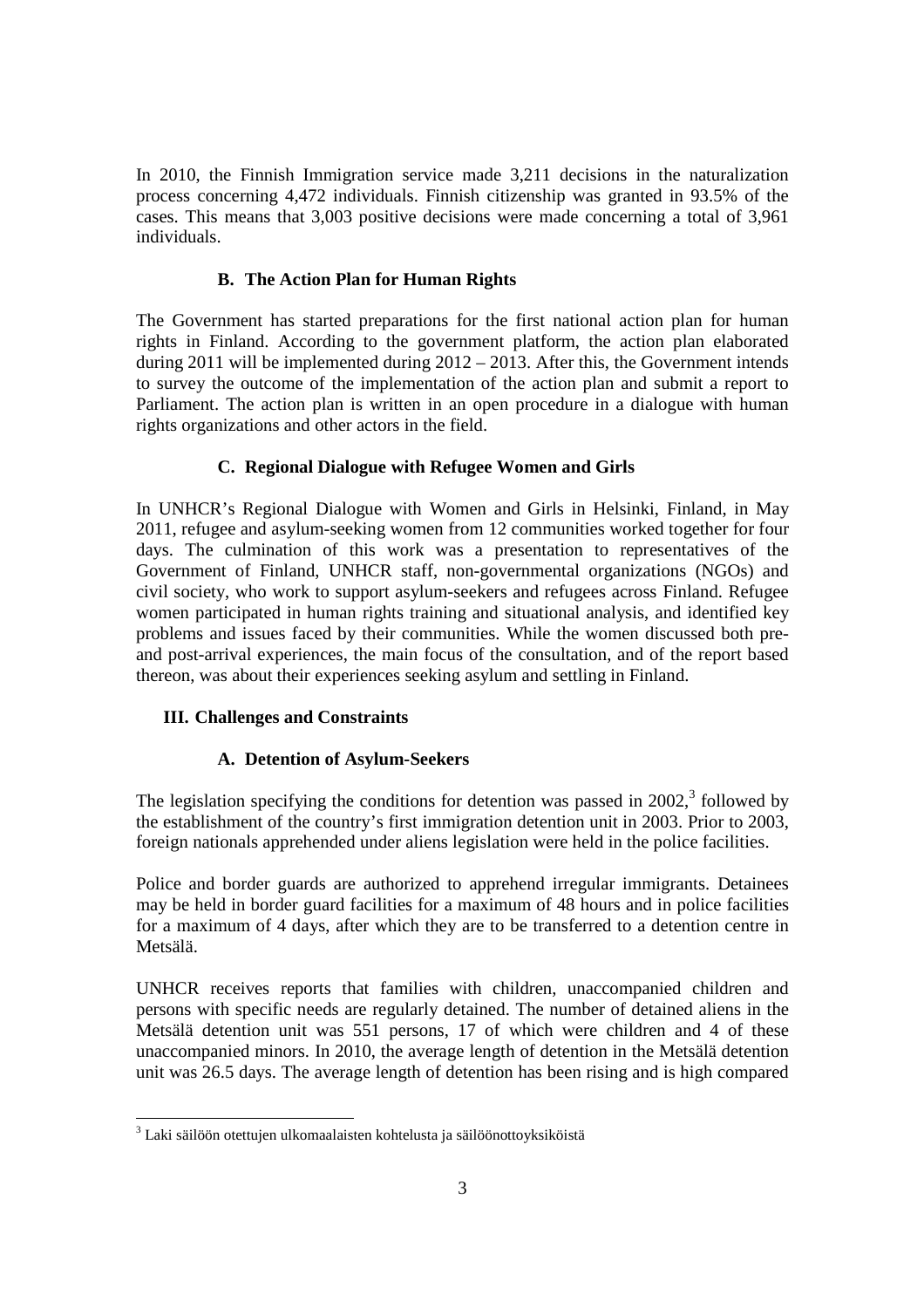In 2010, the Finnish Immigration service made 3,211 decisions in the naturalization process concerning 4,472 individuals. Finnish citizenship was granted in 93.5% of the cases. This means that 3,003 positive decisions were made concerning a total of 3,961 individuals.

### B. The Action Plan for Human Rights

The Government has started preparations for the first national action plan for human rights in Finland. According to the government platform, the action plan elaborated during 2011 will be implemented during 2012 – 2013. After this, the Government intends to survey the outcome of the implementation of the action plan and submit a report to Parliament. The action plan is written in an open procedure in a dialogue with human rights organizations and other actors in the field.

### C. Regional Dialogue with Refugee Women and Girls

In UNHCR's Regional Dialogue with Women and Girls in Helsinki, Finland, in May 2011, refugee and asylum-seeking women from 12 communities worked together for four days. The culmination of this work was a presentation to representatives of the Government of Finland, UNHCR staff, non-governmental organizations (NGOs) and civil society, who work to support asylum-seekers and refugees across Finland. Refugee women participated in human rights training and situational analysis, and identified key problems and issues faced by their communities. While the women discussed both pre- and post-arrival experiences, the main focus of the consultation, and of the report based thereon, was about their experiences seeking asylum and settling in Finland.

## III. Challenges and Constraints

### A. Detention of Asylum-Seekers

The legislation specifying the conditions for detention was passed in 2002,[3] followed by the establishment of the country's first immigration detention unit in 2003. Prior to 2003, foreign nationals apprehended under aliens legislation were held in the police facilities.

Police and border guards are authorized to apprehend irregular immigrants. Detainees may be held in border guard facilities for a maximum of 48 hours and in police facilities for a maximum of 4 days, after which they are to be transferred to a detention centre in Metsälä.

UNHCR receives reports that families with children, unaccompanied children and persons with specific needs are regularly detained. The number of detained aliens in the Metsälä detention unit was 551 persons, 17 of which were children and 4 of these unaccompanied minors. In 2010, the average length of detention in the Metsälä detention unit was 26.5 days. The average length of detention has been rising and is high compared

[3] Laki säilöön otettujen ulkomaalaisten kohtelusta ja säilöönottoyksiköistä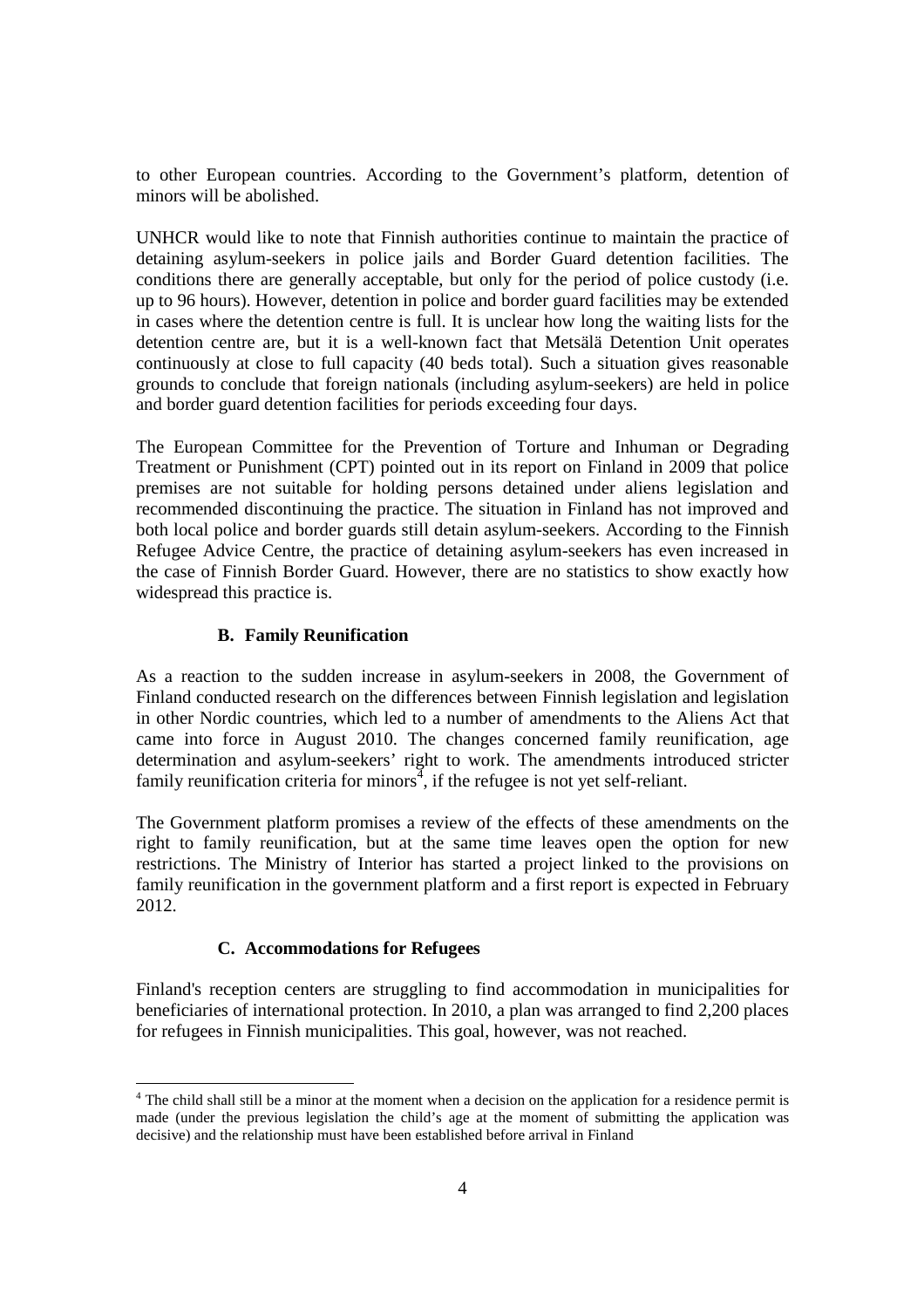to other European countries. According to the Government's platform, detention of minors will be abolished.

UNHCR would like to note that Finnish authorities continue to maintain the practice of detaining asylum-seekers in police jails and Border Guard detention facilities. The conditions there are generally acceptable, but only for the period of police custody (i.e. up to 96 hours). However, detention in police and border guard facilities may be extended in cases where the detention centre is full. It is unclear how long the waiting lists for the detention centre are, but it is a well-known fact that Metsälä Detention Unit operates continuously at close to full capacity (40 beds total). Such a situation gives reasonable grounds to conclude that foreign nationals (including asylum-seekers) are held in police and border guard detention facilities for periods exceeding four days.

The European Committee for the Prevention of Torture and Inhuman or Degrading Treatment or Punishment (CPT) pointed out in its report on Finland in 2009 that police premises are not suitable for holding persons detained under aliens legislation and recommended discontinuing the practice. The situation in Finland has not improved and both local police and border guards still detain asylum-seekers. According to the Finnish Refugee Advice Centre, the practice of detaining asylum-seekers has even increased in the case of Finnish Border Guard. However, there are no statistics to show exactly how widespread this practice is.

### B. Family Reunification

As a reaction to the sudden increase in asylum-seekers in 2008, the Government of Finland conducted research on the differences between Finnish legislation and legislation in other Nordic countries, which led to a number of amendments to the Aliens Act that came into force in August 2010. The changes concerned family reunification, age determination and asylum-seekers' right to work. The amendments introduced stricter family reunification criteria for minors[4], if the refugee is not yet self-reliant.

The Government platform promises a review of the effects of these amendments on the right to family reunification, but at the same time leaves open the option for new restrictions. The Ministry of Interior has started a project linked to the provisions on family reunification in the government platform and a first report is expected in February 2012.

### C. Accommodations for Refugees

Finland's reception centers are struggling to find accommodation in municipalities for beneficiaries of international protection. In 2010, a plan was arranged to find 2,200 places for refugees in Finnish municipalities. This goal, however, was not reached.

---

[4] The child shall still be a minor at the moment when a decision on the application for a residence permit is made (under the previous legislation the child's age at the moment of submitting the application was decisive) and the relationship must have been established before arrival in Finland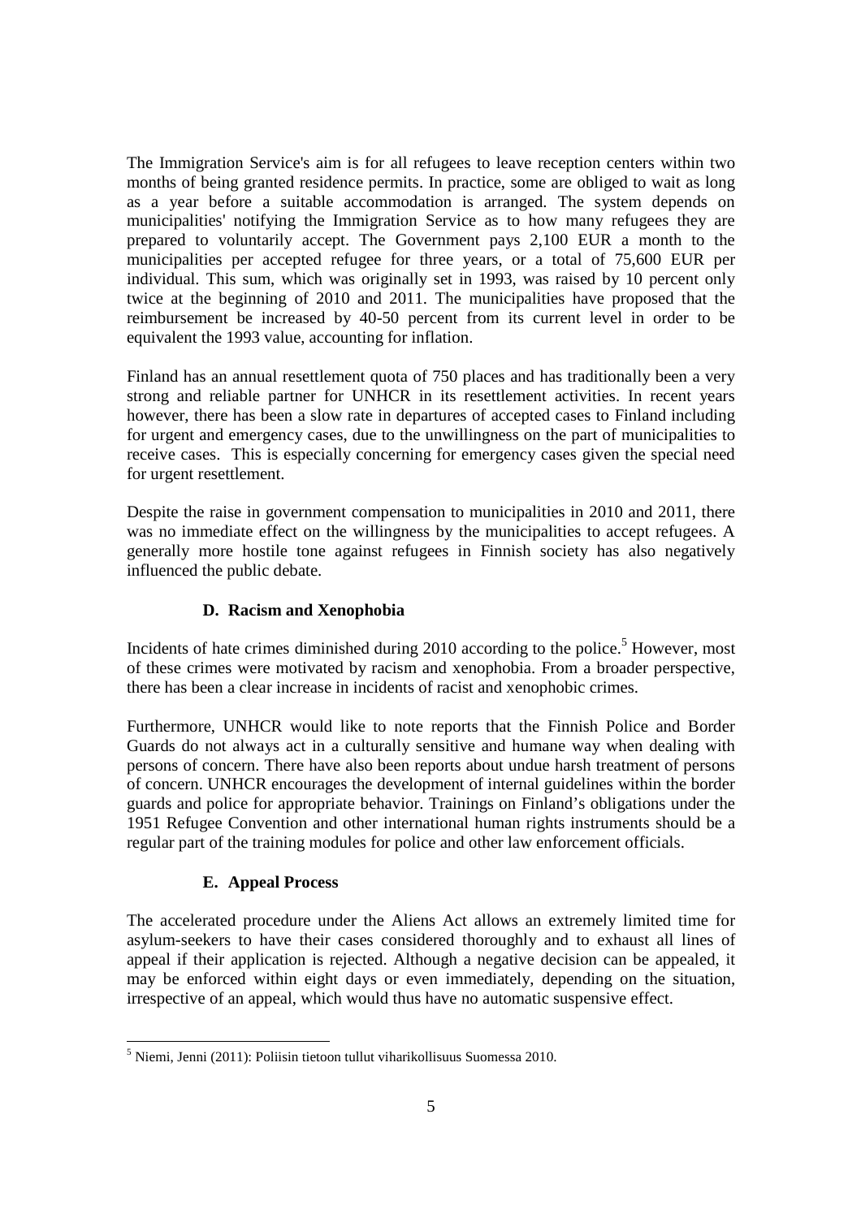The Immigration Service's aim is for all refugees to leave reception centers within two months of being granted residence permits. In practice, some are obliged to wait as long as a year before a suitable accommodation is arranged. The system depends on municipalities' notifying the Immigration Service as to how many refugees they are prepared to voluntarily accept. The Government pays 2,100 EUR a month to the municipalities per accepted refugee for three years, or a total of 75,600 EUR per individual. This sum, which was originally set in 1993, was raised by 10 percent only twice at the beginning of 2010 and 2011. The municipalities have proposed that the reimbursement be increased by 40-50 percent from its current level in order to be equivalent the 1993 value, accounting for inflation.

Finland has an annual resettlement quota of 750 places and has traditionally been a very strong and reliable partner for UNHCR in its resettlement activities. In recent years however, there has been a slow rate in departures of accepted cases to Finland including for urgent and emergency cases, due to the unwillingness on the part of municipalities to receive cases. This is especially concerning for emergency cases given the special need for urgent resettlement.

Despite the raise in government compensation to municipalities in 2010 and 2011, there was no immediate effect on the willingness by the municipalities to accept refugees. A generally more hostile tone against refugees in Finnish society has also negatively influenced the public debate.

### D. Racism and Xenophobia

Incidents of hate crimes diminished during 2010 according to the police.[5] However, most of these crimes were motivated by racism and xenophobia. From a broader perspective, there has been a clear increase in incidents of racist and xenophobic crimes.

Furthermore, UNHCR would like to note reports that the Finnish Police and Border Guards do not always act in a culturally sensitive and humane way when dealing with persons of concern. There have also been reports about undue harsh treatment of persons of concern. UNHCR encourages the development of internal guidelines within the border guards and police for appropriate behavior. Trainings on Finland's obligations under the 1951 Refugee Convention and other international human rights instruments should be a regular part of the training modules for police and other law enforcement officials.

### E. Appeal Process

The accelerated procedure under the Aliens Act allows an extremely limited time for asylum-seekers to have their cases considered thoroughly and to exhaust all lines of appeal if their application is rejected. Although a negative decision can be appealed, it may be enforced within eight days or even immediately, depending on the situation, irrespective of an appeal, which would thus have no automatic suspensive effect.

---

[5] Niemi, Jenni (2011): Poliisin tietoon tullut viharikollisuus Suomessa 2010.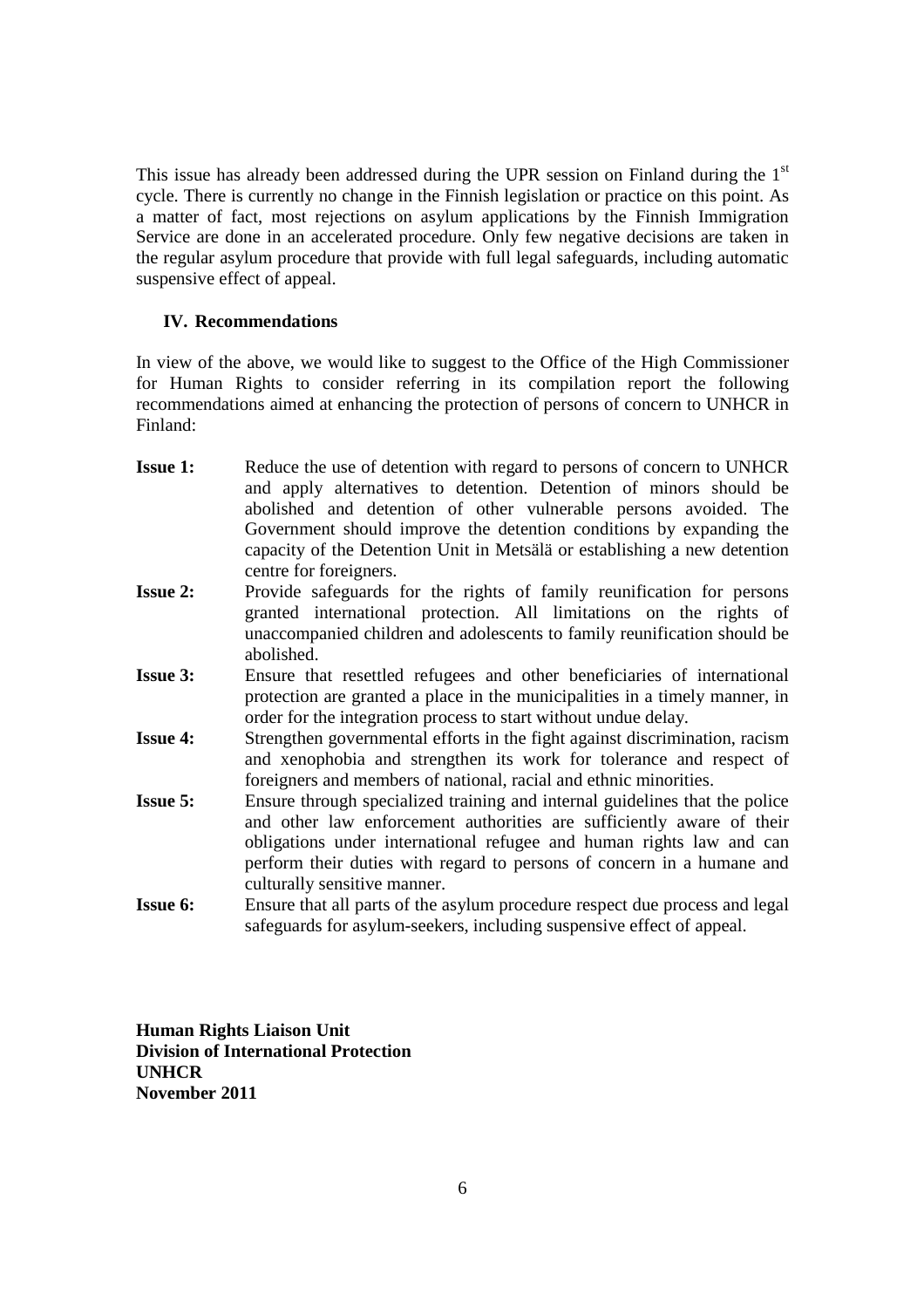This issue has already been addressed during the UPR session on Finland during the 1st cycle. There is currently no change in the Finnish legislation or practice on this point. As a matter of fact, most rejections on asylum applications by the Finnish Immigration Service are done in an accelerated procedure. Only few negative decisions are taken in the regular asylum procedure that provide with full legal safeguards, including automatic suspensive effect of appeal.

## IV. Recommendations

In view of the above, we would like to suggest to the Office of the High Commissioner for Human Rights to consider referring in its compilation report the following recommendations aimed at enhancing the protection of persons of concern to UNHCR in Finland:

**Issue 1:** Reduce the use of detention with regard to persons of concern to UNHCR and apply alternatives to detention. Detention of minors should be abolished and detention of other vulnerable persons avoided. The Government should improve the detention conditions by expanding the capacity of the Detention Unit in Metsälä or establishing a new detention centre for foreigners.

**Issue 2:** Provide safeguards for the rights of family reunification for persons granted international protection. All limitations on the rights of unaccompanied children and adolescents to family reunification should be abolished.

**Issue 3:** Ensure that resettled refugees and other beneficiaries of international protection are granted a place in the municipalities in a timely manner, in order for the integration process to start without undue delay.

**Issue 4:** Strengthen governmental efforts in the fight against discrimination, racism and xenophobia and strengthen its work for tolerance and respect of foreigners and members of national, racial and ethnic minorities.

**Issue 5:** Ensure through specialized training and internal guidelines that the police and other law enforcement authorities are sufficiently aware of their obligations under international refugee and human rights law and can perform their duties with regard to persons of concern in a humane and culturally sensitive manner.

**Issue 6:** Ensure that all parts of the asylum procedure respect due process and legal safeguards for asylum-seekers, including suspensive effect of appeal.

**Human Rights Liaison Unit**
**Division of International Protection**
**UNHCR**
**November 2011**